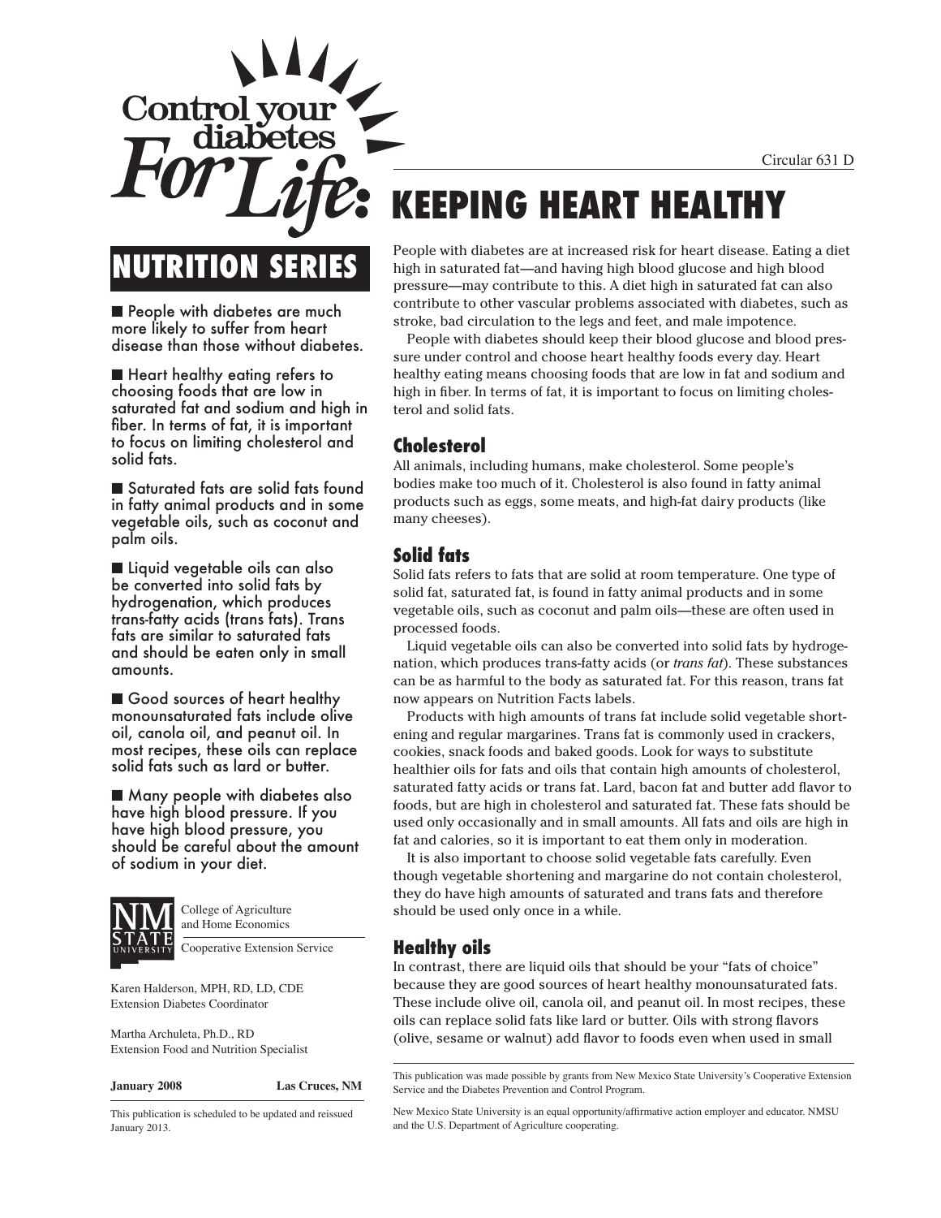# Control your diabetes For Life: KEEPING HEART HEALTHY

Circular 631 D

## NUTRITION SERIES

- People with diabetes are much more likely to suffer from heart disease than those without diabetes.
- Heart healthy eating refers to choosing foods that are low in saturated fat and sodium and high in fiber. In terms of fat, it is important to focus on limiting cholesterol and solid fats.
- Saturated fats are solid fats found in fatty animal products and in some vegetable oils, such as coconut and palm oils.
- Liquid vegetable oils can also be converted into solid fats by hydrogenation, which produces trans-fatty acids (trans fats). Trans fats are similar to saturated fats and should be eaten only in small amounts.
- Good sources of heart healthy monounsaturated fats include olive oil, canola oil, and peanut oil. In most recipes, these oils can replace solid fats such as lard or butter.
- Many people with diabetes also have high blood pressure. If you have high blood pressure, you should be careful about the amount of sodium in your diet.

NM STATE UNIVERSITY
College of Agriculture and Home Economics
Cooperative Extension Service

Karen Halderson, MPH, RD, LD, CDE
Extension Diabetes Coordinator

Martha Archuleta, Ph.D., RD
Extension Food and Nutrition Specialist

**January 2008** **Las Cruces, NM**

This publication is scheduled to be updated and reissued January 2013.

People with diabetes are at increased risk for heart disease. Eating a diet high in saturated fat—and having high blood glucose and high blood pressure—may contribute to this. A diet high in saturated fat can also contribute to other vascular problems associated with diabetes, such as stroke, bad circulation to the legs and feet, and male impotence.

People with diabetes should keep their blood glucose and blood pressure under control and choose heart healthy foods every day. Heart healthy eating means choosing foods that are low in fat and sodium and high in fiber. In terms of fat, it is important to focus on limiting cholesterol and solid fats.

### Cholesterol

All animals, including humans, make cholesterol. Some people's bodies make too much of it. Cholesterol is also found in fatty animal products such as eggs, some meats, and high-fat dairy products (like many cheeses).

### Solid fats

Solid fats refers to fats that are solid at room temperature. One type of solid fat, saturated fat, is found in fatty animal products and in some vegetable oils, such as coconut and palm oils—these are often used in processed foods.

Liquid vegetable oils can also be converted into solid fats by hydrogenation, which produces trans-fatty acids (or *trans fat*). These substances can be as harmful to the body as saturated fat. For this reason, trans fat now appears on Nutrition Facts labels.

Products with high amounts of trans fat include solid vegetable shortening and regular margarines. Trans fat is commonly used in crackers, cookies, snack foods and baked goods. Look for ways to substitute healthier oils for fats and oils that contain high amounts of cholesterol, saturated fatty acids or trans fat. Lard, bacon fat and butter add flavor to foods, but are high in cholesterol and saturated fat. These fats should be used only occasionally and in small amounts. All fats and oils are high in fat and calories, so it is important to eat them only in moderation.

It is also important to choose solid vegetable fats carefully. Even though vegetable shortening and margarine do not contain cholesterol, they do have high amounts of saturated and trans fats and therefore should be used only once in a while.

### Healthy oils

In contrast, there are liquid oils that should be your "fats of choice" because they are good sources of heart healthy monounsaturated fats. These include olive oil, canola oil, and peanut oil. In most recipes, these oils can replace solid fats like lard or butter. Oils with strong flavors (olive, sesame or walnut) add flavor to foods even when used in small

This publication was made possible by grants from New Mexico State University's Cooperative Extension Service and the Diabetes Prevention and Control Program.

New Mexico State University is an equal opportunity/affirmative action employer and educator. NMSU and the U.S. Department of Agriculture cooperating.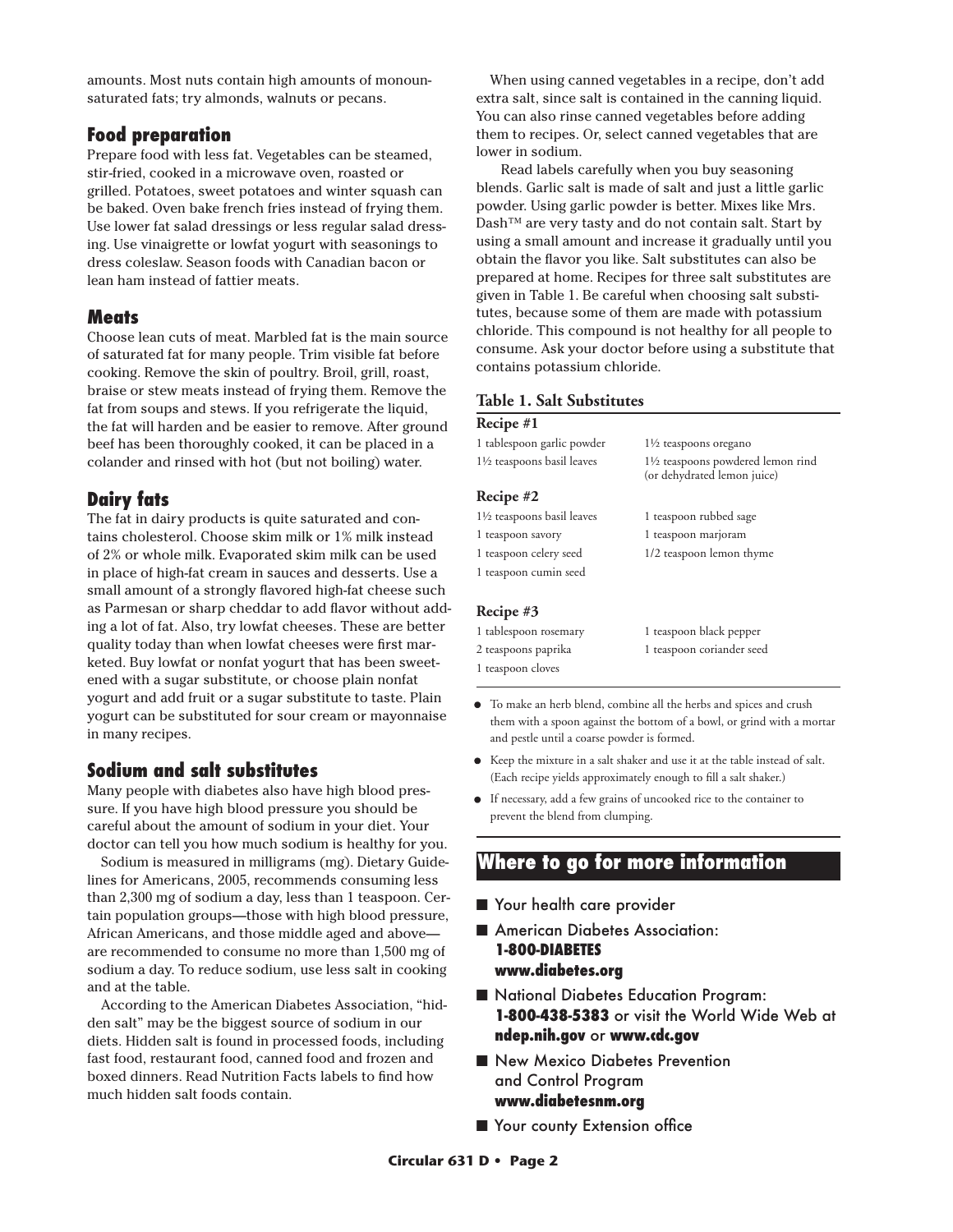amounts. Most nuts contain high amounts of monounsaturated fats; try almonds, walnuts or pecans.

## Food preparation

Prepare food with less fat. Vegetables can be steamed, stir-fried, cooked in a microwave oven, roasted or grilled. Potatoes, sweet potatoes and winter squash can be baked. Oven bake french fries instead of frying them. Use lower fat salad dressings or less regular salad dressing. Use vinaigrette or lowfat yogurt with seasonings to dress coleslaw. Season foods with Canadian bacon or lean ham instead of fattier meats.

## Meats

Choose lean cuts of meat. Marbled fat is the main source of saturated fat for many people. Trim visible fat before cooking. Remove the skin of poultry. Broil, grill, roast, braise or stew meats instead of frying them. Remove the fat from soups and stews. If you refrigerate the liquid, the fat will harden and be easier to remove. After ground beef has been thoroughly cooked, it can be placed in a colander and rinsed with hot (but not boiling) water.

## Dairy fats

The fat in dairy products is quite saturated and contains cholesterol. Choose skim milk or 1% milk instead of 2% or whole milk. Evaporated skim milk can be used in place of high-fat cream in sauces and desserts. Use a small amount of a strongly flavored high-fat cheese such as Parmesan or sharp cheddar to add flavor without adding a lot of fat. Also, try lowfat cheeses. These are better quality today than when lowfat cheeses were first marketed. Buy lowfat or nonfat yogurt that has been sweetened with a sugar substitute, or choose plain nonfat yogurt and add fruit or a sugar substitute to taste. Plain yogurt can be substituted for sour cream or mayonnaise in many recipes.

## Sodium and salt substitutes

Many people with diabetes also have high blood pressure. If you have high blood pressure you should be careful about the amount of sodium in your diet. Your doctor can tell you how much sodium is healthy for you.

Sodium is measured in milligrams (mg). Dietary Guidelines for Americans, 2005, recommends consuming less than 2,300 mg of sodium a day, less than 1 teaspoon. Certain population groups—those with high blood pressure, African Americans, and those middle aged and above—are recommended to consume no more than 1,500 mg of sodium a day. To reduce sodium, use less salt in cooking and at the table.

According to the American Diabetes Association, "hidden salt" may be the biggest source of sodium in our diets. Hidden salt is found in processed foods, including fast food, restaurant food, canned food and frozen and boxed dinners. Read Nutrition Facts labels to find how much hidden salt foods contain.

When using canned vegetables in a recipe, don't add extra salt, since salt is contained in the canning liquid. You can also rinse canned vegetables before adding them to recipes. Or, select canned vegetables that are lower in sodium.

Read labels carefully when you buy seasoning blends. Garlic salt is made of salt and just a little garlic powder. Using garlic powder is better. Mixes like Mrs. Dash™ are very tasty and do not contain salt. Start by using a small amount and increase it gradually until you obtain the flavor you like. Salt substitutes can also be prepared at home. Recipes for three salt substitutes are given in Table 1. Be careful when choosing salt substitutes, because some of them are made with potassium chloride. This compound is not healthy for all people to consume. Ask your doctor before using a substitute that contains potassium chloride.

**Table 1. Salt Substitutes**

| | |
|---|---|
| **Recipe #1** | |
| 1 tablespoon garlic powder | 1½ teaspoons oregano |
| 1½ teaspoons basil leaves | 1½ teaspoons powdered lemon rind (or dehydrated lemon juice) |
| **Recipe #2** | |
| 1½ teaspoons basil leaves | 1 teaspoon rubbed sage |
| 1 teaspoon savory | 1 teaspoon marjoram |
| 1 teaspoon celery seed | 1/2 teaspoon lemon thyme |
| 1 teaspoon cumin seed | |
| **Recipe #3** | |
| 1 tablespoon rosemary | 1 teaspoon black pepper |
| 2 teaspoons paprika | 1 teaspoon coriander seed |
| 1 teaspoon cloves | |

- To make an herb blend, combine all the herbs and spices and crush them with a spoon against the bottom of a bowl, or grind with a mortar and pestle until a coarse powder is formed.
- Keep the mixture in a salt shaker and use it at the table instead of salt. (Each recipe yields approximately enough to fill a salt shaker.)
- If necessary, add a few grains of uncooked rice to the container to prevent the blend from clumping.

## Where to go for more information

- Your health care provider
- American Diabetes Association:
  **1-800-DIABETES**
  **www.diabetes.org**
- National Diabetes Education Program:
  **1-800-438-5383** or visit the World Wide Web at **ndep.nih.gov** or **www.cdc.gov**
- New Mexico Diabetes Prevention and Control Program
  **www.diabetesnm.org**
- Your county Extension office